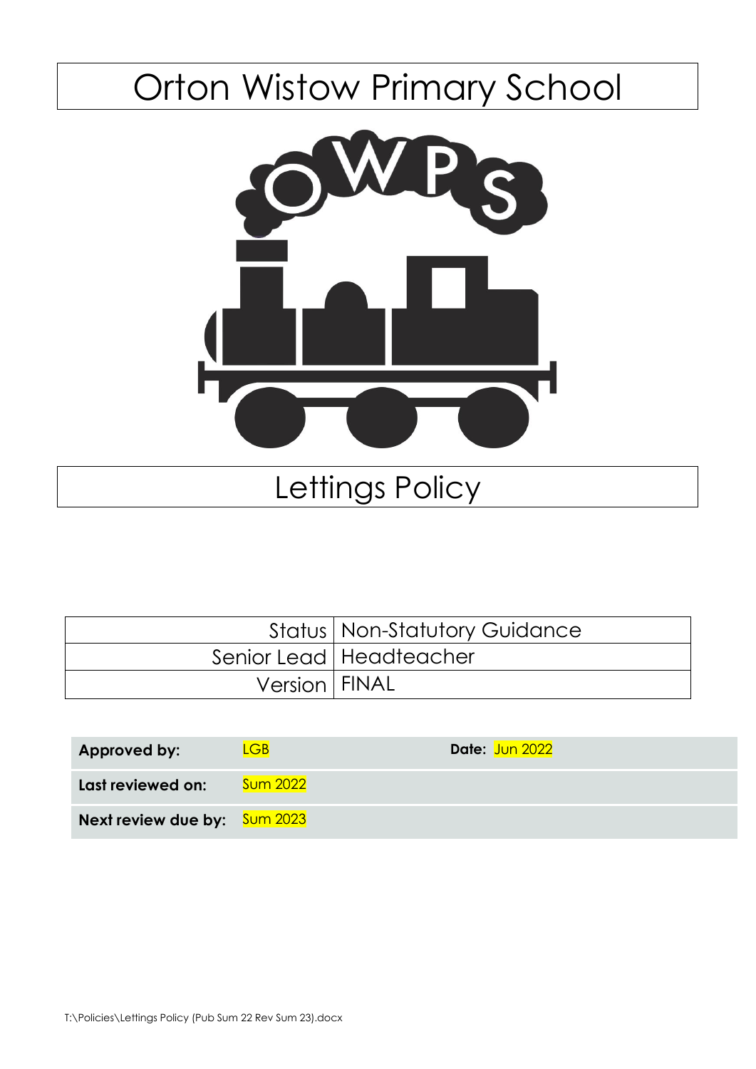# Orton Wistow Primary School

# Lettings Policy

| Status | Non-Statutory Guidance |
|---|---|
| Senior Lead | Headteacher |
| Version | FINAL |

| | | | |
|---|---|---|---|
| **Approved by:** | LGB | **Date:** | Jun 2022 |
| **Last reviewed on:** | Sum 2022 | | |
| **Next review due by:** | Sum 2023 | | |

T:\Policies\Lettings Policy (Pub Sum 22 Rev Sum 23).docx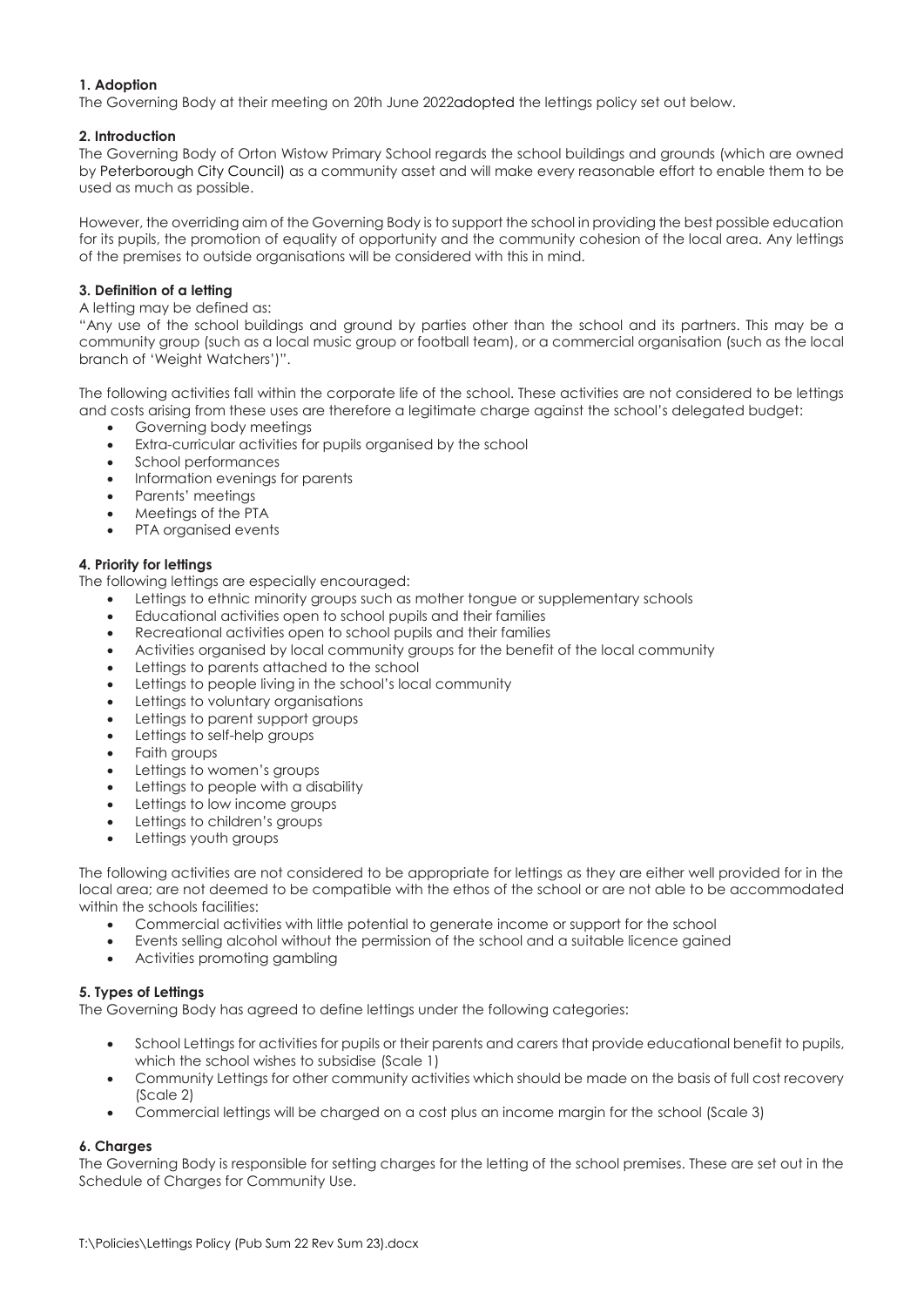## 1. Adoption

The Governing Body at their meeting on 20th June 2022adopted the lettings policy set out below.

## 2. Introduction

The Governing Body of Orton Wistow Primary School regards the school buildings and grounds (which are owned by Peterborough City Council) as a community asset and will make every reasonable effort to enable them to be used as much as possible.

However, the overriding aim of the Governing Body is to support the school in providing the best possible education for its pupils, the promotion of equality of opportunity and the community cohesion of the local area. Any lettings of the premises to outside organisations will be considered with this in mind.

## 3. Definition of a letting

A letting may be defined as:

"Any use of the school buildings and ground by parties other than the school and its partners. This may be a community group (such as a local music group or football team), or a commercial organisation (such as the local branch of 'Weight Watchers')".

The following activities fall within the corporate life of the school. These activities are not considered to be lettings and costs arising from these uses are therefore a legitimate charge against the school's delegated budget:

- Governing body meetings
- Extra-curricular activities for pupils organised by the school
- School performances
- Information evenings for parents
- Parents' meetings
- Meetings of the PTA
- PTA organised events

## 4. Priority for lettings

The following lettings are especially encouraged:

- Lettings to ethnic minority groups such as mother tongue or supplementary schools
- Educational activities open to school pupils and their families
- Recreational activities open to school pupils and their families
- Activities organised by local community groups for the benefit of the local community
- Lettings to parents attached to the school
- Lettings to people living in the school's local community
- Lettings to voluntary organisations
- Lettings to parent support groups
- Lettings to self-help groups
- Faith groups
- Lettings to women's groups
- Lettings to people with a disability
- Lettings to low income groups
- Lettings to children's groups
- Lettings youth groups

The following activities are not considered to be appropriate for lettings as they are either well provided for in the local area; are not deemed to be compatible with the ethos of the school or are not able to be accommodated within the schools facilities:

- Commercial activities with little potential to generate income or support for the school
- Events selling alcohol without the permission of the school and a suitable licence gained
- Activities promoting gambling

## 5. Types of Lettings

The Governing Body has agreed to define lettings under the following categories:

- School Lettings for activities for pupils or their parents and carers that provide educational benefit to pupils, which the school wishes to subsidise (Scale 1)
- Community Lettings for other community activities which should be made on the basis of full cost recovery (Scale 2)
- Commercial lettings will be charged on a cost plus an income margin for the school (Scale 3)

## 6. Charges

The Governing Body is responsible for setting charges for the letting of the school premises. These are set out in the Schedule of Charges for Community Use.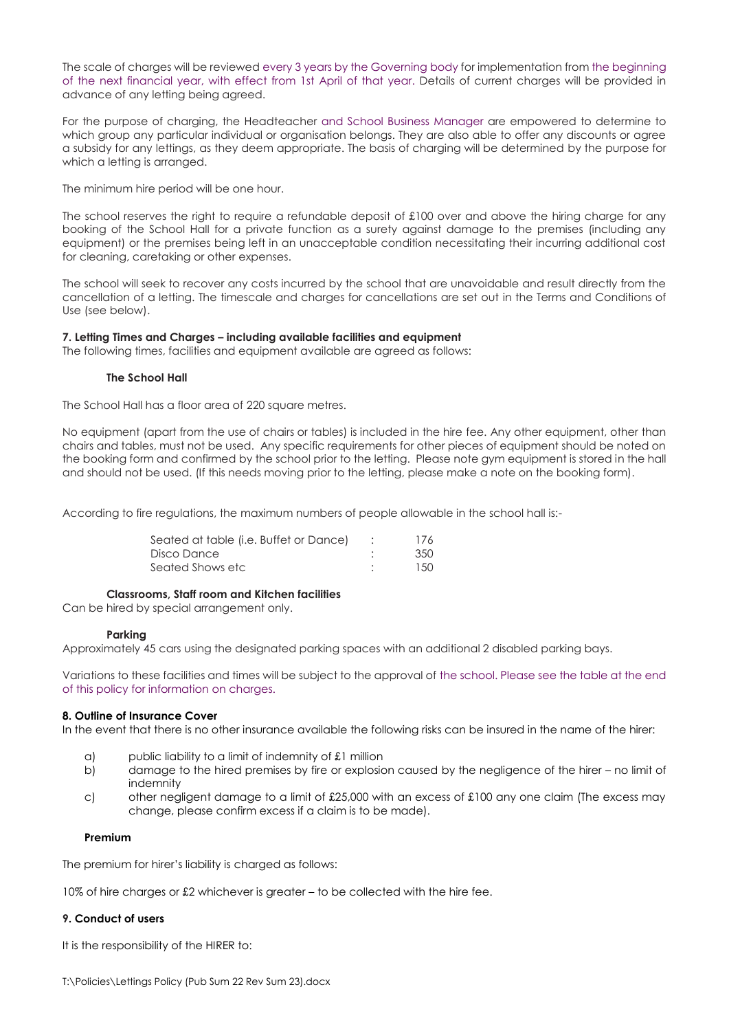The scale of charges will be reviewed every 3 years by the Governing body for implementation from the beginning of the next financial year, with effect from 1st April of that year. Details of current charges will be provided in advance of any letting being agreed.

For the purpose of charging, the Headteacher and School Business Manager are empowered to determine to which group any particular individual or organisation belongs. They are also able to offer any discounts or agree a subsidy for any lettings, as they deem appropriate. The basis of charging will be determined by the purpose for which a letting is arranged.

The minimum hire period will be one hour.

The school reserves the right to require a refundable deposit of £100 over and above the hiring charge for any booking of the School Hall for a private function as a surety against damage to the premises (including any equipment) or the premises being left in an unacceptable condition necessitating their incurring additional cost for cleaning, caretaking or other expenses.

The school will seek to recover any costs incurred by the school that are unavoidable and result directly from the cancellation of a letting. The timescale and charges for cancellations are set out in the Terms and Conditions of Use (see below).

**7. Letting Times and Charges – including available facilities and equipment**

The following times, facilities and equipment available are agreed as follows:

**The School Hall**

The School Hall has a floor area of 220 square metres.

No equipment (apart from the use of chairs or tables) is included in the hire fee. Any other equipment, other than chairs and tables, must not be used. Any specific requirements for other pieces of equipment should be noted on the booking form and confirmed by the school prior to the letting. Please note gym equipment is stored in the hall and should not be used. (If this needs moving prior to the letting, please make a note on the booking form).

According to fire regulations, the maximum numbers of people allowable in the school hall is:-

| | | |
|---|---|---|
| Seated at table (i.e. Buffet or Dance) | : | 176 |
| Disco Dance | : | 350 |
| Seated Shows etc | : | 150 |

**Classrooms, Staff room and Kitchen facilities**

Can be hired by special arrangement only.

**Parking**

Approximately 45 cars using the designated parking spaces with an additional 2 disabled parking bays.

Variations to these facilities and times will be subject to the approval of the school. Please see the table at the end of this policy for information on charges.

**8. Outline of Insurance Cover**

In the event that there is no other insurance available the following risks can be insured in the name of the hirer:

a) public liability to a limit of indemnity of £1 million
b) damage to the hired premises by fire or explosion caused by the negligence of the hirer – no limit of indemnity
c) other negligent damage to a limit of £25,000 with an excess of £100 any one claim (The excess may change, please confirm excess if a claim is to be made).

**Premium**

The premium for hirer's liability is charged as follows:

10% of hire charges or £2 whichever is greater – to be collected with the hire fee.

**9. Conduct of users**

It is the responsibility of the HIRER to: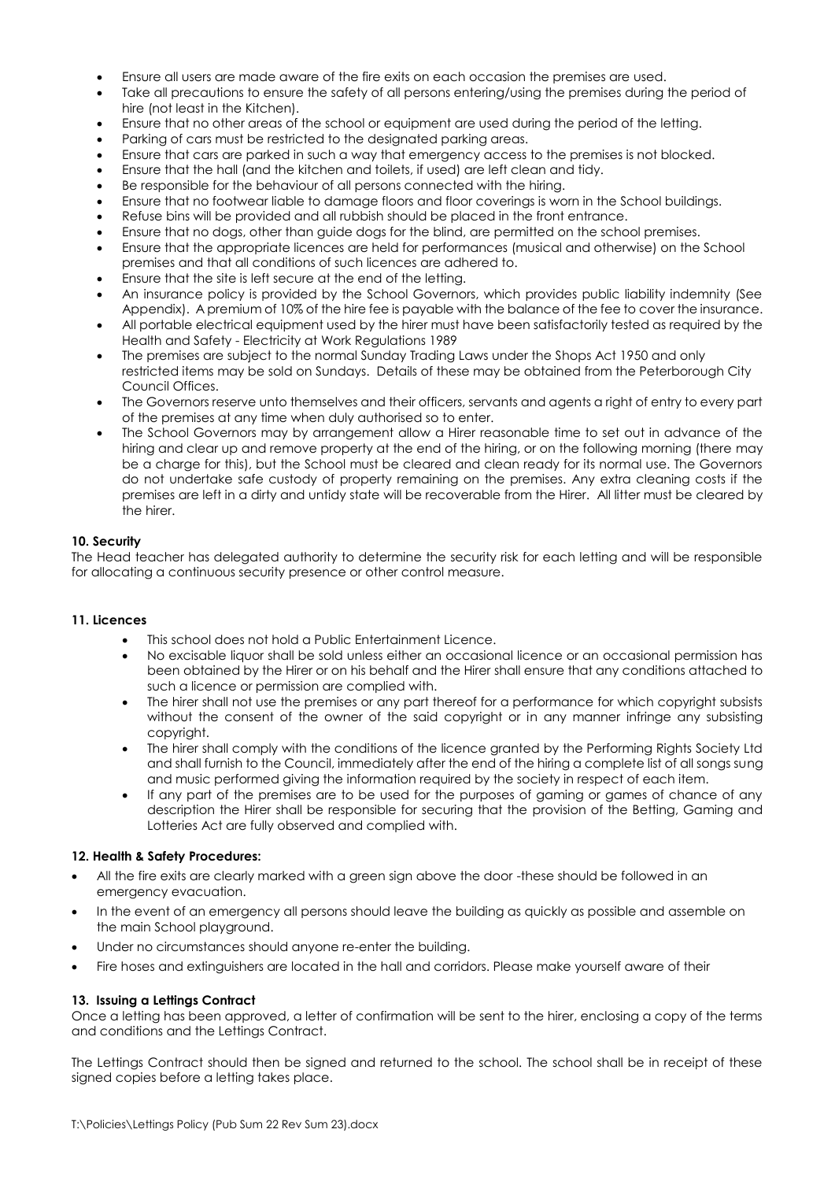- Ensure all users are made aware of the fire exits on each occasion the premises are used.
- Take all precautions to ensure the safety of all persons entering/using the premises during the period of hire (not least in the Kitchen).
- Ensure that no other areas of the school or equipment are used during the period of the letting.
- Parking of cars must be restricted to the designated parking areas.
- Ensure that cars are parked in such a way that emergency access to the premises is not blocked.
- Ensure that the hall (and the kitchen and toilets, if used) are left clean and tidy.
- Be responsible for the behaviour of all persons connected with the hiring.
- Ensure that no footwear liable to damage floors and floor coverings is worn in the School buildings.
- Refuse bins will be provided and all rubbish should be placed in the front entrance.
- Ensure that no dogs, other than guide dogs for the blind, are permitted on the school premises.
- Ensure that the appropriate licences are held for performances (musical and otherwise) on the School premises and that all conditions of such licences are adhered to.
- Ensure that the site is left secure at the end of the letting.
- An insurance policy is provided by the School Governors, which provides public liability indemnity (See Appendix). A premium of 10% of the hire fee is payable with the balance of the fee to cover the insurance.
- All portable electrical equipment used by the hirer must have been satisfactorily tested as required by the Health and Safety - Electricity at Work Regulations 1989
- The premises are subject to the normal Sunday Trading Laws under the Shops Act 1950 and only restricted items may be sold on Sundays. Details of these may be obtained from the Peterborough City Council Offices.
- The Governors reserve unto themselves and their officers, servants and agents a right of entry to every part of the premises at any time when duly authorised so to enter.
- The School Governors may by arrangement allow a Hirer reasonable time to set out in advance of the hiring and clear up and remove property at the end of the hiring, or on the following morning (there may be a charge for this), but the School must be cleared and clean ready for its normal use. The Governors do not undertake safe custody of property remaining on the premises. Any extra cleaning costs if the premises are left in a dirty and untidy state will be recoverable from the Hirer. All litter must be cleared by the hirer.

**10. Security**

The Head teacher has delegated authority to determine the security risk for each letting and will be responsible for allocating a continuous security presence or other control measure.

**11. Licences**

- This school does not hold a Public Entertainment Licence.
- No excisable liquor shall be sold unless either an occasional licence or an occasional permission has been obtained by the Hirer or on his behalf and the Hirer shall ensure that any conditions attached to such a licence or permission are complied with.
- The hirer shall not use the premises or any part thereof for a performance for which copyright subsists without the consent of the owner of the said copyright or in any manner infringe any subsisting copyright.
- The hirer shall comply with the conditions of the licence granted by the Performing Rights Society Ltd and shall furnish to the Council, immediately after the end of the hiring a complete list of all songs sung and music performed giving the information required by the society in respect of each item.
- If any part of the premises are to be used for the purposes of gaming or games of chance of any description the Hirer shall be responsible for securing that the provision of the Betting, Gaming and Lotteries Act are fully observed and complied with.

**12. Health & Safety Procedures:**

- All the fire exits are clearly marked with a green sign above the door -these should be followed in an emergency evacuation.
- In the event of an emergency all persons should leave the building as quickly as possible and assemble on the main School playground.
- Under no circumstances should anyone re-enter the building.
- Fire hoses and extinguishers are located in the hall and corridors. Please make yourself aware of their

**13. Issuing a Lettings Contract**

Once a letting has been approved, a letter of confirmation will be sent to the hirer, enclosing a copy of the terms and conditions and the Lettings Contract.

The Lettings Contract should then be signed and returned to the school. The school shall be in receipt of these signed copies before a letting takes place.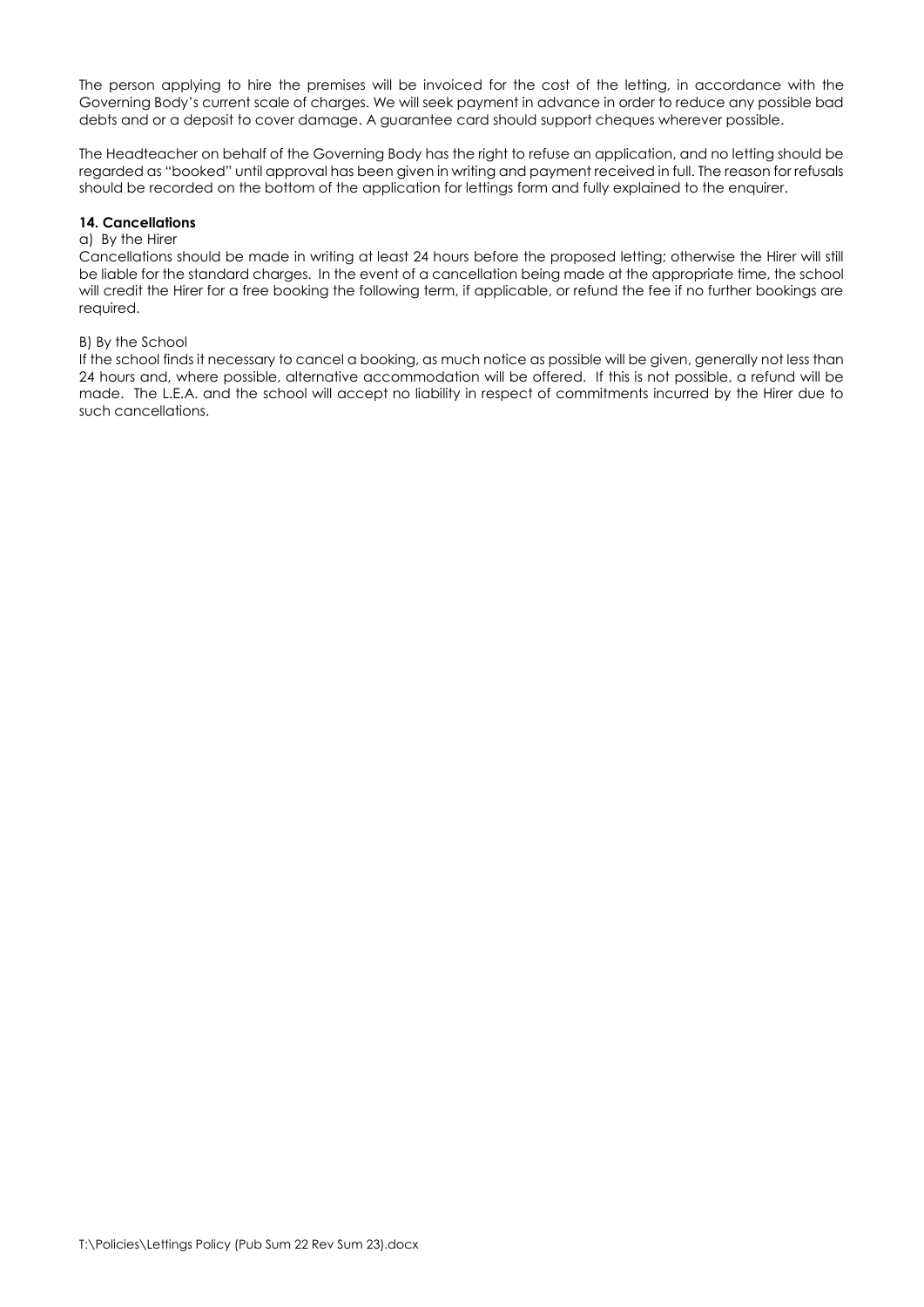The person applying to hire the premises will be invoiced for the cost of the letting, in accordance with the Governing Body's current scale of charges. We will seek payment in advance in order to reduce any possible bad debts and or a deposit to cover damage. A guarantee card should support cheques wherever possible.

The Headteacher on behalf of the Governing Body has the right to refuse an application, and no letting should be regarded as "booked" until approval has been given in writing and payment received in full. The reason for refusals should be recorded on the bottom of the application for lettings form and fully explained to the enquirer.

**14. Cancellations**

a) By the Hirer

Cancellations should be made in writing at least 24 hours before the proposed letting; otherwise the Hirer will still be liable for the standard charges. In the event of a cancellation being made at the appropriate time, the school will credit the Hirer for a free booking the following term, if applicable, or refund the fee if no further bookings are required.

B) By the School

If the school finds it necessary to cancel a booking, as much notice as possible will be given, generally not less than 24 hours and, where possible, alternative accommodation will be offered. If this is not possible, a refund will be made. The L.E.A. and the school will accept no liability in respect of commitments incurred by the Hirer due to such cancellations.

T:\Policies\Lettings Policy (Pub Sum 22 Rev Sum 23).docx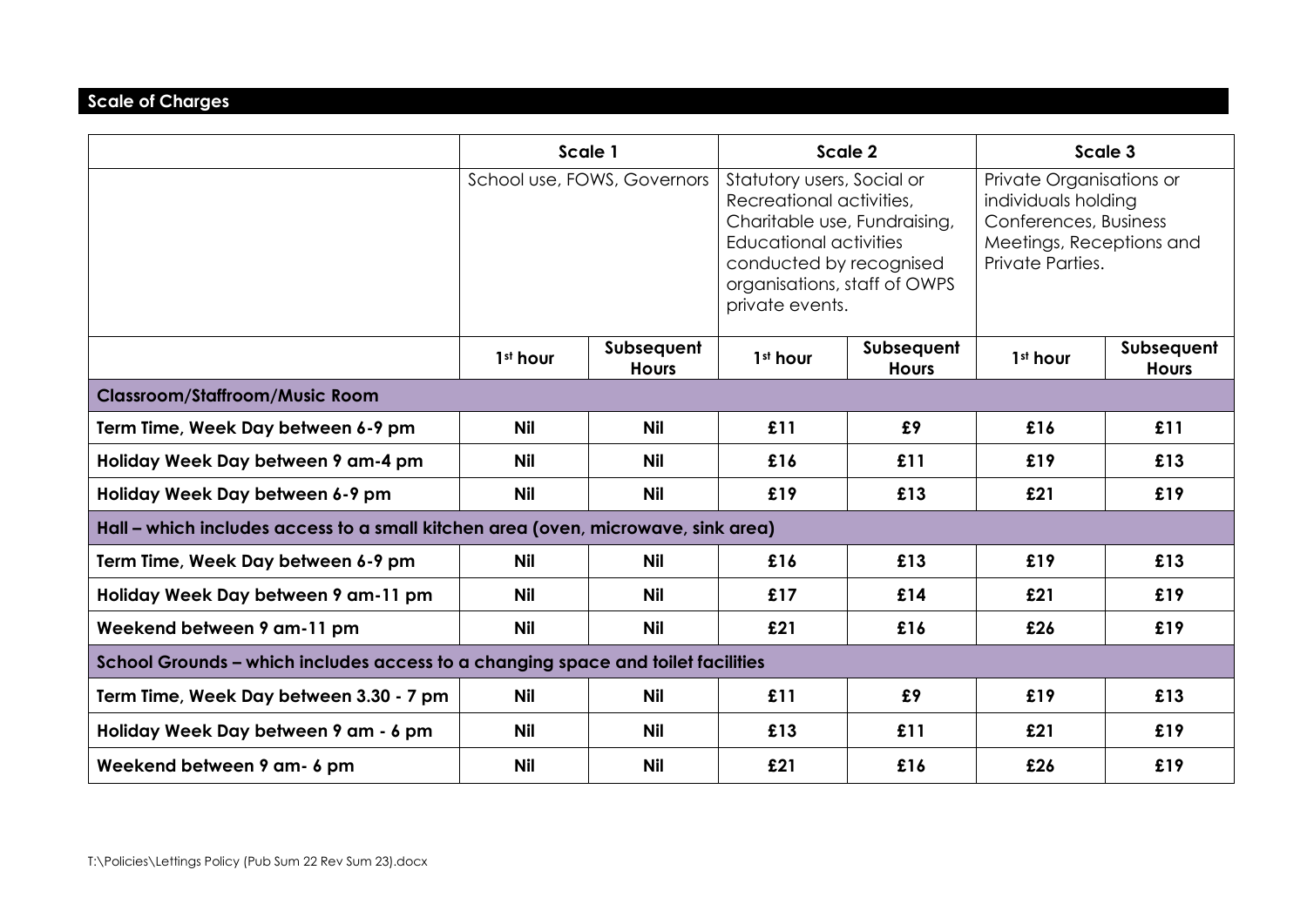## Scale of Charges

| | Scale 1 | | Scale 2 | | Scale 3 | |
|---|---|---|---|---|---|---|
| | School use, FOWS, Governors | | Statutory users, Social or Recreational activities, Charitable use, Fundraising, Educational activities conducted by recognised organisations, staff of OWPS private events. | | Private Organisations or individuals holding Conferences, Business Meetings, Receptions and Private Parties. | |
| | 1st hour | Subsequent Hours | 1st hour | Subsequent Hours | 1st hour | Subsequent Hours |
| **Classroom/Staffroom/Music Room** | | | | | | |
| **Term Time, Week Day between 6-9 pm** | **Nil** | **Nil** | **£11** | **£9** | **£16** | **£11** |
| **Holiday Week Day between 9 am-4 pm** | **Nil** | **Nil** | **£16** | **£11** | **£19** | **£13** |
| **Holiday Week Day between 6-9 pm** | **Nil** | **Nil** | **£19** | **£13** | **£21** | **£19** |
| **Hall – which includes access to a small kitchen area (oven, microwave, sink area)** | | | | | | |
| **Term Time, Week Day between 6-9 pm** | **Nil** | **Nil** | **£16** | **£13** | **£19** | **£13** |
| **Holiday Week Day between 9 am-11 pm** | **Nil** | **Nil** | **£17** | **£14** | **£21** | **£19** |
| **Weekend between 9 am-11 pm** | **Nil** | **Nil** | **£21** | **£16** | **£26** | **£19** |
| **School Grounds – which includes access to a changing space and toilet facilities** | | | | | | |
| **Term Time, Week Day between 3.30 - 7 pm** | **Nil** | **Nil** | **£11** | **£9** | **£19** | **£13** |
| **Holiday Week Day between 9 am - 6 pm** | **Nil** | **Nil** | **£13** | **£11** | **£21** | **£19** |
| **Weekend between 9 am- 6 pm** | **Nil** | **Nil** | **£21** | **£16** | **£26** | **£19** |

T:\Policies\Lettings Policy (Pub Sum 22 Rev Sum 23).docx